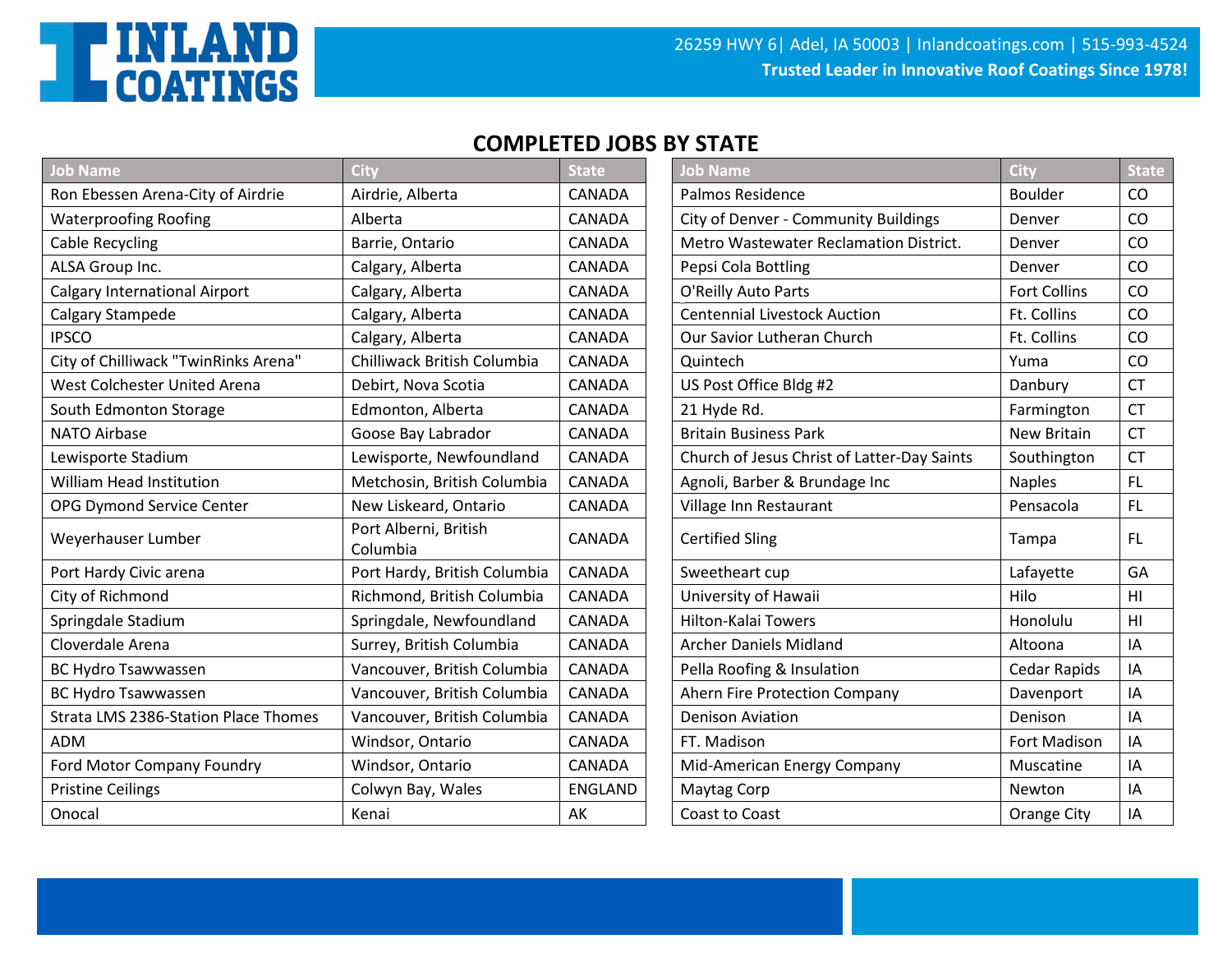# INLAND COATINGS

26259 HWY 6| Adel, IA 50003 | Inlandcoatings.com | 515-993-4524

**Trusted Leader in Innovative Roof Coatings Since 1978!**

## COMPLETED JOBS BY STATE

| Job Name | City | State |
|---|---|---|
| Ron Ebessen Arena-City of Airdrie | Airdrie, Alberta | CANADA |
| Waterproofing Roofing | Alberta | CANADA |
| Cable Recycling | Barrie, Ontario | CANADA |
| ALSA Group Inc. | Calgary, Alberta | CANADA |
| Calgary International Airport | Calgary, Alberta | CANADA |
| Calgary Stampede | Calgary, Alberta | CANADA |
| IPSCO | Calgary, Alberta | CANADA |
| City of Chilliwack "TwinRinks Arena" | Chilliwack British Columbia | CANADA |
| West Colchester United Arena | Debirt, Nova Scotia | CANADA |
| South Edmonton Storage | Edmonton, Alberta | CANADA |
| NATO Airbase | Goose Bay Labrador | CANADA |
| Lewisporte Stadium | Lewisporte, Newfoundland | CANADA |
| William Head Institution | Metchosin, British Columbia | CANADA |
| OPG Dymond Service Center | New Liskeard, Ontario | CANADA |
| Weyerhauser Lumber | Port Alberni, British Columbia | CANADA |
| Port Hardy Civic arena | Port Hardy, British Columbia | CANADA |
| City of Richmond | Richmond, British Columbia | CANADA |
| Springdale Stadium | Springdale, Newfoundland | CANADA |
| Cloverdale Arena | Surrey, British Columbia | CANADA |
| BC Hydro Tsawwassen | Vancouver, British Columbia | CANADA |
| BC Hydro Tsawwassen | Vancouver, British Columbia | CANADA |
| Strata LMS 2386-Station Place Thomes | Vancouver, British Columbia | CANADA |
| ADM | Windsor, Ontario | CANADA |
| Ford Motor Company Foundry | Windsor, Ontario | CANADA |
| Pristine Ceilings | Colwyn Bay, Wales | ENGLAND |
| Onocal | Kenai | AK |
| Palmos Residence | Boulder | CO |
| City of Denver - Community Buildings | Denver | CO |
| Metro Wastewater Reclamation District. | Denver | CO |
| Pepsi Cola Bottling | Denver | CO |
| O'Reilly Auto Parts | Fort Collins | CO |
| Centennial Livestock Auction | Ft. Collins | CO |
| Our Savior Lutheran Church | Ft. Collins | CO |
| Quintech | Yuma | CO |
| US Post Office Bldg #2 | Danbury | CT |
| 21 Hyde Rd. | Farmington | CT |
| Britain Business Park | New Britain | CT |
| Church of Jesus Christ of Latter-Day Saints | Southington | CT |
| Agnoli, Barber & Brundage Inc | Naples | FL |
| Village Inn Restaurant | Pensacola | FL |
| Certified Sling | Tampa | FL |
| Sweetheart cup | Lafayette | GA |
| University of Hawaii | Hilo | HI |
| Hilton-Kalai Towers | Honolulu | HI |
| Archer Daniels Midland | Altoona | IA |
| Pella Roofing & Insulation | Cedar Rapids | IA |
| Ahern Fire Protection Company | Davenport | IA |
| Denison Aviation | Denison | IA |
| FT. Madison | Fort Madison | IA |
| Mid-American Energy Company | Muscatine | IA |
| Maytag Corp | Newton | IA |
| Coast to Coast | Orange City | IA |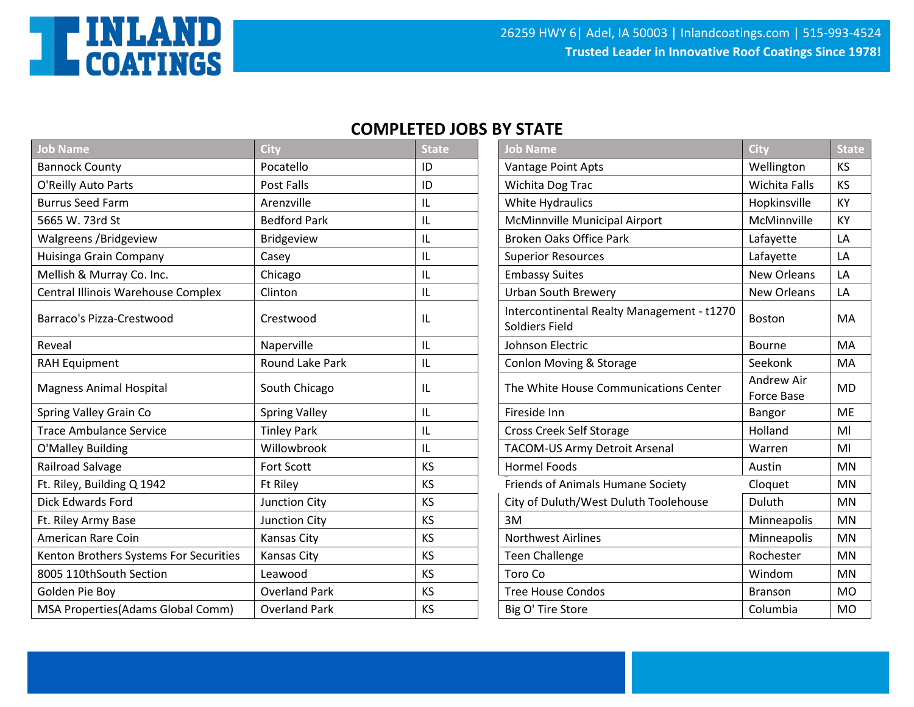## COMPLETED JOBS BY STATE

| Job Name | City | State |
|---|---|---|
| Bannock County | Pocatello | ID |
| O'Reilly Auto Parts | Post Falls | ID |
| Burrus Seed Farm | Arenzville | IL |
| 5665 W. 73rd St | Bedford Park | IL |
| Walgreens /Bridgeview | Bridgeview | IL |
| Huisinga Grain Company | Casey | IL |
| Mellish & Murray Co. Inc. | Chicago | IL |
| Central Illinois Warehouse Complex | Clinton | IL |
| Barraco's Pizza-Crestwood | Crestwood | IL |
| Reveal | Naperville | IL |
| RAH Equipment | Round Lake Park | IL |
| Magness Animal Hospital | South Chicago | IL |
| Spring Valley Grain Co | Spring Valley | IL |
| Trace Ambulance Service | Tinley Park | IL |
| O'Malley Building | Willowbrook | IL |
| Railroad Salvage | Fort Scott | KS |
| Ft. Riley, Building Q 1942 | Ft Riley | KS |
| Dick Edwards Ford | Junction City | KS |
| Ft. Riley Army Base | Junction City | KS |
| American Rare Coin | Kansas City | KS |
| Kenton Brothers Systems For Securities | Kansas City | KS |
| 8005 110thSouth Section | Leawood | KS |
| Golden Pie Boy | Overland Park | KS |
| MSA Properties(Adams Global Comm) | Overland Park | KS |
| Vantage Point Apts | Wellington | KS |
| Wichita Dog Trac | Wichita Falls | KS |
| White Hydraulics | Hopkinsville | KY |
| McMinnville Municipal Airport | McMinnville | KY |
| Broken Oaks Office Park | Lafayette | LA |
| Superior Resources | Lafayette | LA |
| Embassy Suites | New Orleans | LA |
| Urban South Brewery | New Orleans | LA |
| Intercontinental Realty Management - t1270 Soldiers Field | Boston | MA |
| Johnson Electric | Bourne | MA |
| Conlon Moving & Storage | Seekonk | MA |
| The White House Communications Center | Andrew Air Force Base | MD |
| Fireside Inn | Bangor | ME |
| Cross Creek Self Storage | Holland | MI |
| TACOM-US Army Detroit Arsenal | Warren | MI |
| Hormel Foods | Austin | MN |
| Friends of Animals Humane Society | Cloquet | MN |
| City of Duluth/West Duluth Toolehouse | Duluth | MN |
| 3M | Minneapolis | MN |
| Northwest Airlines | Minneapolis | MN |
| Teen Challenge | Rochester | MN |
| Toro Co | Windom | MN |
| Tree House Condos | Branson | MO |
| Big O' Tire Store | Columbia | MO |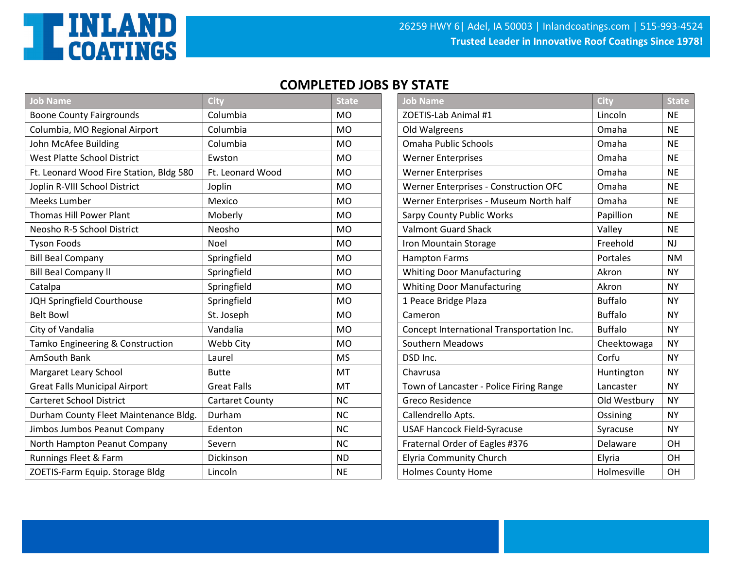# COMPLETED JOBS BY STATE

| Job Name | City | State |
| --- | --- | --- |
| Boone County Fairgrounds | Columbia | MO |
| Columbia, MO Regional Airport | Columbia | MO |
| John McAfee Building | Columbia | MO |
| West Platte School District | Ewston | MO |
| Ft. Leonard Wood Fire Station, Bldg 580 | Ft. Leonard Wood | MO |
| Joplin R-VIII School District | Joplin | MO |
| Meeks Lumber | Mexico | MO |
| Thomas Hill Power Plant | Moberly | MO |
| Neosho R-5 School District | Neosho | MO |
| Tyson Foods | Noel | MO |
| Bill Beal Company | Springfield | MO |
| Bill Beal Company ll | Springfield | MO |
| Catalpa | Springfield | MO |
| JQH Springfield Courthouse | Springfield | MO |
| Belt Bowl | St. Joseph | MO |
| City of Vandalia | Vandalia | MO |
| Tamko Engineering & Construction | Webb City | MO |
| AmSouth Bank | Laurel | MS |
| Margaret Leary School | Butte | MT |
| Great Falls Municipal Airport | Great Falls | MT |
| Carteret School District | Cartaret County | NC |
| Durham County Fleet Maintenance Bldg. | Durham | NC |
| Jimbos Jumbos Peanut Company | Edenton | NC |
| North Hampton Peanut Company | Severn | NC |
| Runnings Fleet & Farm | Dickinson | ND |
| ZOETIS-Farm Equip. Storage Bldg | Lincoln | NE |
| ZOETIS-Lab Animal #1 | Lincoln | NE |
| Old Walgreens | Omaha | NE |
| Omaha Public Schools | Omaha | NE |
| Werner Enterprises | Omaha | NE |
| Werner Enterprises | Omaha | NE |
| Werner Enterprises - Construction OFC | Omaha | NE |
| Werner Enterprises - Museum North half | Omaha | NE |
| Sarpy County Public Works | Papillion | NE |
| Valmont Guard Shack | Valley | NE |
| Iron Mountain Storage | Freehold | NJ |
| Hampton Farms | Portales | NM |
| Whiting Door Manufacturing | Akron | NY |
| Whiting Door Manufacturing | Akron | NY |
| 1 Peace Bridge Plaza | Buffalo | NY |
| Cameron | Buffalo | NY |
| Concept International Transportation Inc. | Buffalo | NY |
| Southern Meadows | Cheektowaga | NY |
| DSD Inc. | Corfu | NY |
| Chavrusa | Huntington | NY |
| Town of Lancaster - Police Firing Range | Lancaster | NY |
| Greco Residence | Old Westbury | NY |
| Callendrello Apts. | Ossining | NY |
| USAF Hancock Field-Syracuse | Syracuse | NY |
| Fraternal Order of Eagles #376 | Delaware | OH |
| Elyria Community Church | Elyria | OH |
| Holmes County Home | Holmesville | OH |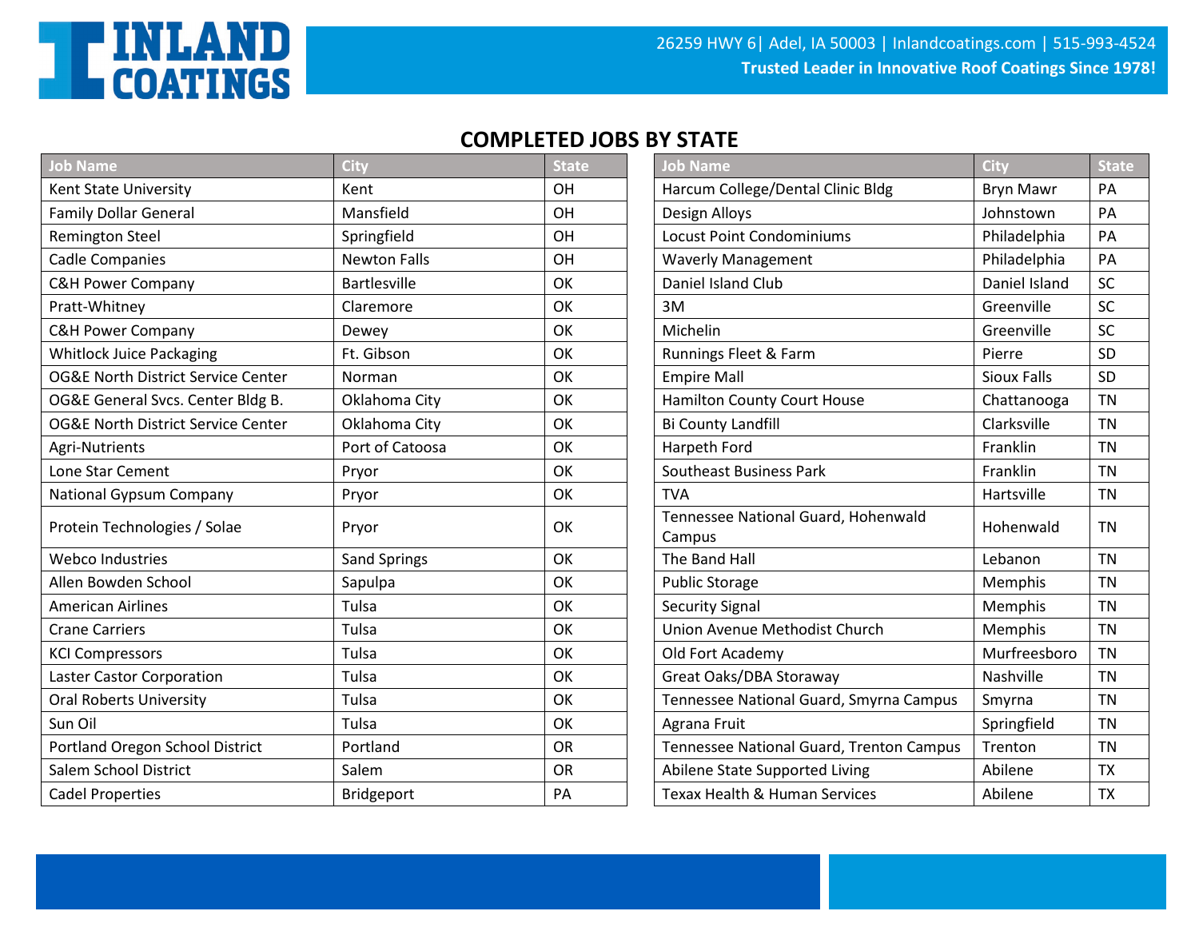## COMPLETED JOBS BY STATE

| Job Name | City | State |
|---|---|---|
| Kent State University | Kent | OH |
| Family Dollar General | Mansfield | OH |
| Remington Steel | Springfield | OH |
| Cadle Companies | Newton Falls | OH |
| C&H Power Company | Bartlesville | OK |
| Pratt-Whitney | Claremore | OK |
| C&H Power Company | Dewey | OK |
| Whitlock Juice Packaging | Ft. Gibson | OK |
| OG&E North District Service Center | Norman | OK |
| OG&E General Svcs. Center Bldg B. | Oklahoma City | OK |
| OG&E North District Service Center | Oklahoma City | OK |
| Agri-Nutrients | Port of Catoosa | OK |
| Lone Star Cement | Pryor | OK |
| National Gypsum Company | Pryor | OK |
| Protein Technologies / Solae | Pryor | OK |
| Webco Industries | Sand Springs | OK |
| Allen Bowden School | Sapulpa | OK |
| American Airlines | Tulsa | OK |
| Crane Carriers | Tulsa | OK |
| KCI Compressors | Tulsa | OK |
| Laster Castor Corporation | Tulsa | OK |
| Oral Roberts University | Tulsa | OK |
| Sun Oil | Tulsa | OK |
| Portland Oregon School District | Portland | OR |
| Salem School District | Salem | OR |
| Cadel Properties | Bridgeport | PA |
| Harcum College/Dental Clinic Bldg | Bryn Mawr | PA |
| Design Alloys | Johnstown | PA |
| Locust Point Condominiums | Philadelphia | PA |
| Waverly Management | Philadelphia | PA |
| Daniel Island Club | Daniel Island | SC |
| 3M | Greenville | SC |
| Michelin | Greenville | SC |
| Runnings Fleet & Farm | Pierre | SD |
| Empire Mall | Sioux Falls | SD |
| Hamilton County Court House | Chattanooga | TN |
| Bi County Landfill | Clarksville | TN |
| Harpeth Ford | Franklin | TN |
| Southeast Business Park | Franklin | TN |
| TVA | Hartsville | TN |
| Tennessee National Guard, Hohenwald Campus | Hohenwald | TN |
| The Band Hall | Lebanon | TN |
| Public Storage | Memphis | TN |
| Security Signal | Memphis | TN |
| Union Avenue Methodist Church | Memphis | TN |
| Old Fort Academy | Murfreesboro | TN |
| Great Oaks/DBA Storaway | Nashville | TN |
| Tennessee National Guard, Smyrna Campus | Smyrna | TN |
| Agrana Fruit | Springfield | TN |
| Tennessee National Guard, Trenton Campus | Trenton | TN |
| Abilene State Supported Living | Abilene | TX |
| Texax Health & Human Services | Abilene | TX |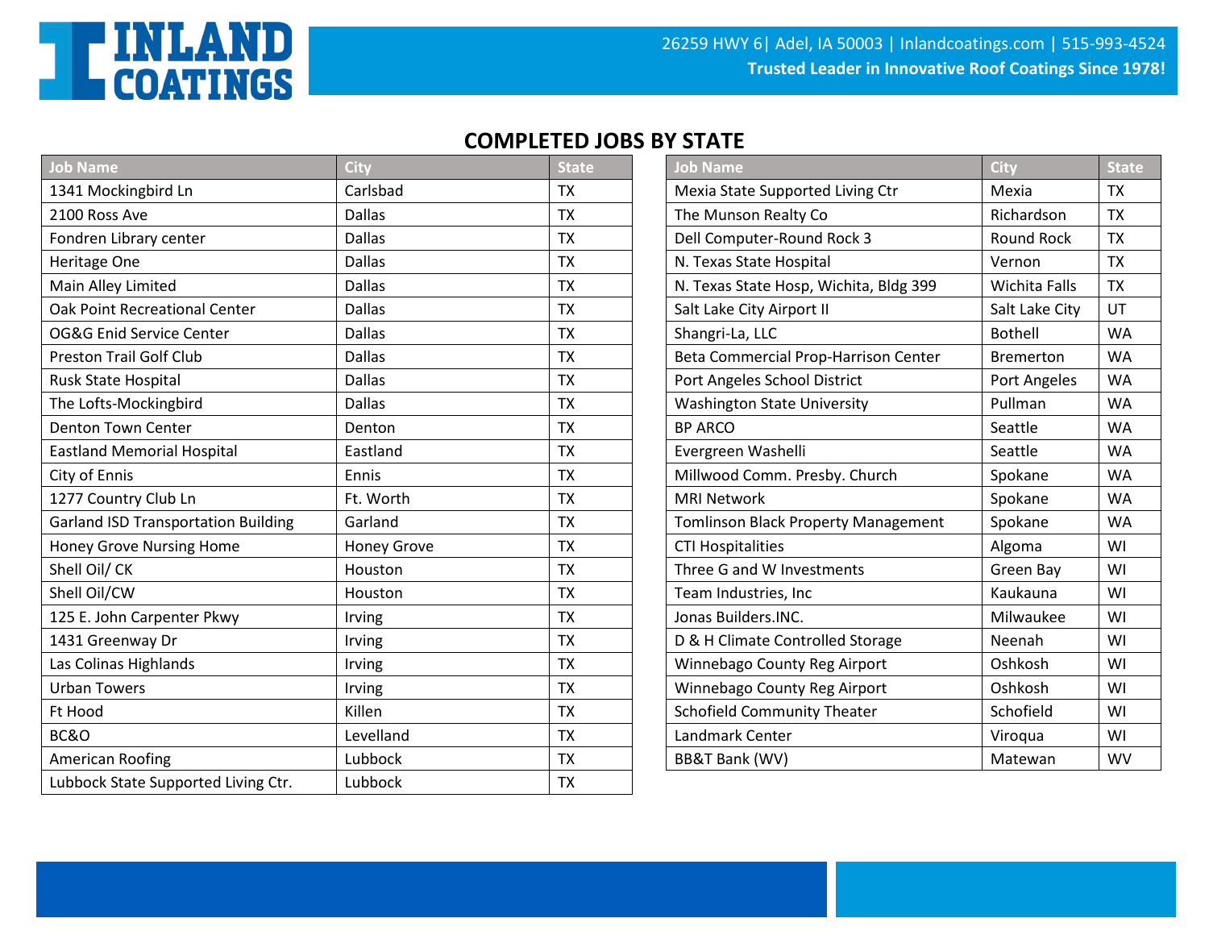# COMPLETED JOBS BY STATE

| Job Name | City | State |
|---|---|---|
| 1341 Mockingbird Ln | Carlsbad | TX |
| 2100 Ross Ave | Dallas | TX |
| Fondren Library center | Dallas | TX |
| Heritage One | Dallas | TX |
| Main Alley Limited | Dallas | TX |
| Oak Point Recreational Center | Dallas | TX |
| OG&G Enid Service Center | Dallas | TX |
| Preston Trail Golf Club | Dallas | TX |
| Rusk State Hospital | Dallas | TX |
| The Lofts-Mockingbird | Dallas | TX |
| Denton Town Center | Denton | TX |
| Eastland Memorial Hospital | Eastland | TX |
| City of Ennis | Ennis | TX |
| 1277 Country Club Ln | Ft. Worth | TX |
| Garland ISD Transportation Building | Garland | TX |
| Honey Grove Nursing Home | Honey Grove | TX |
| Shell Oil/ CK | Houston | TX |
| Shell Oil/CW | Houston | TX |
| 125 E. John Carpenter Pkwy | Irving | TX |
| 1431 Greenway Dr | Irving | TX |
| Las Colinas Highlands | Irving | TX |
| Urban Towers | Irving | TX |
| Ft Hood | Killen | TX |
| BC&O | Levelland | TX |
| American Roofing | Lubbock | TX |
| Lubbock State Supported Living Ctr. | Lubbock | TX |
| Mexia State Supported Living Ctr | Mexia | TX |
| The Munson Realty Co | Richardson | TX |
| Dell Computer-Round Rock 3 | Round Rock | TX |
| N. Texas State Hospital | Vernon | TX |
| N. Texas State Hosp, Wichita, Bldg 399 | Wichita Falls | TX |
| Salt Lake City Airport II | Salt Lake City | UT |
| Shangri-La, LLC | Bothell | WA |
| Beta Commercial Prop-Harrison Center | Bremerton | WA |
| Port Angeles School District | Port Angeles | WA |
| Washington State University | Pullman | WA |
| BP ARCO | Seattle | WA |
| Evergreen Washelli | Seattle | WA |
| Millwood Comm. Presby. Church | Spokane | WA |
| MRI Network | Spokane | WA |
| Tomlinson Black Property Management | Spokane | WA |
| CTI Hospitalities | Algoma | WI |
| Three G and W Investments | Green Bay | WI |
| Team Industries, Inc | Kaukauna | WI |
| Jonas Builders.INC. | Milwaukee | WI |
| D & H Climate Controlled Storage | Neenah | WI |
| Winnebago County Reg Airport | Oshkosh | WI |
| Winnebago County Reg Airport | Oshkosh | WI |
| Schofield Community Theater | Schofield | WI |
| Landmark Center | Viroqua | WI |
| BB&T Bank (WV) | Matewan | WV |